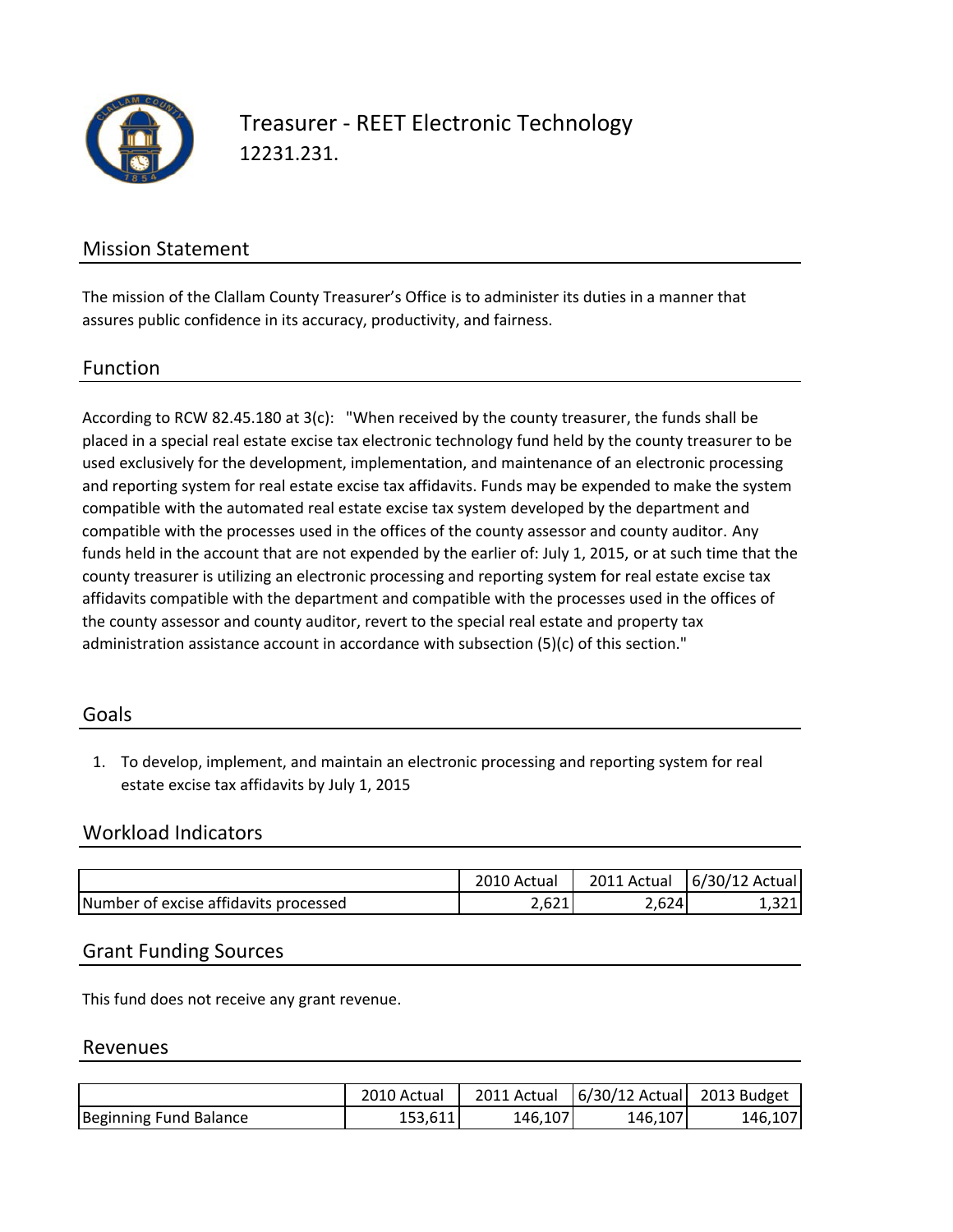# Treasurer - REET Electronic Technology

12231.231.

## Mission Statement

The mission of the Clallam County Treasurer's Office is to administer its duties in a manner that assures public confidence in its accuracy, productivity, and fairness.

## Function

According to RCW 82.45.180 at 3(c): "When received by the county treasurer, the funds shall be placed in a special real estate excise tax electronic technology fund held by the county treasurer to be used exclusively for the development, implementation, and maintenance of an electronic processing and reporting system for real estate excise tax affidavits. Funds may be expended to make the system compatible with the automated real estate excise tax system developed by the department and compatible with the processes used in the offices of the county assessor and county auditor. Any funds held in the account that are not expended by the earlier of: July 1, 2015, or at such time that the county treasurer is utilizing an electronic processing and reporting system for real estate excise tax affidavits compatible with the department and compatible with the processes used in the offices of the county assessor and county auditor, revert to the special real estate and property tax administration assistance account in accordance with subsection (5)(c) of this section."

## Goals

1. To develop, implement, and maintain an electronic processing and reporting system for real estate excise tax affidavits by July 1, 2015

## Workload Indicators

| | 2010 Actual | 2011 Actual | 6/30/12 Actual |
|---|---|---|---|
| Number of excise affidavits processed | 2,621 | 2,624 | 1,321 |

## Grant Funding Sources

This fund does not receive any grant revenue.

## Revenues

| | 2010 Actual | 2011 Actual | 6/30/12 Actual | 2013 Budget |
|---|---|---|---|---|
| Beginning Fund Balance | 153,611 | 146,107 | 146,107 | 146,107 |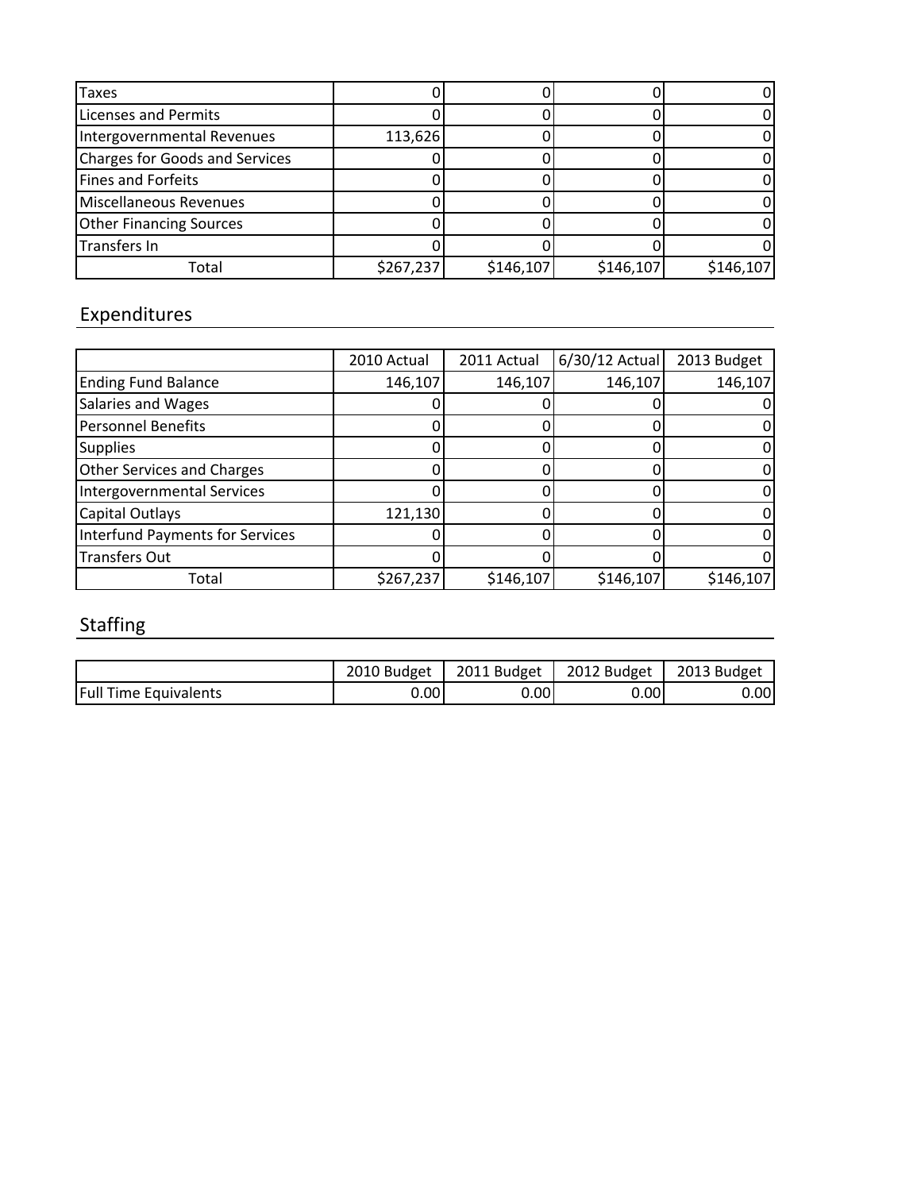| | | | | |
|---|---|---|---|---|
| Taxes | 0 | 0 | 0 | 0 |
| Licenses and Permits | 0 | 0 | 0 | 0 |
| Intergovernmental Revenues | 113,626 | 0 | 0 | 0 |
| Charges for Goods and Services | 0 | 0 | 0 | 0 |
| Fines and Forfeits | 0 | 0 | 0 | 0 |
| Miscellaneous Revenues | 0 | 0 | 0 | 0 |
| Other Financing Sources | 0 | 0 | 0 | 0 |
| Transfers In | 0 | 0 | 0 | 0 |
| Total | $267,237 | $146,107 | $146,107 | $146,107 |

## Expenditures

| | 2010 Actual | 2011 Actual | 6/30/12 Actual | 2013 Budget |
|---|---|---|---|---|
| Ending Fund Balance | 146,107 | 146,107 | 146,107 | 146,107 |
| Salaries and Wages | 0 | 0 | 0 | 0 |
| Personnel Benefits | 0 | 0 | 0 | 0 |
| Supplies | 0 | 0 | 0 | 0 |
| Other Services and Charges | 0 | 0 | 0 | 0 |
| Intergovernmental Services | 0 | 0 | 0 | 0 |
| Capital Outlays | 121,130 | 0 | 0 | 0 |
| Interfund Payments for Services | 0 | 0 | 0 | 0 |
| Transfers Out | 0 | 0 | 0 | 0 |
| Total | $267,237 | $146,107 | $146,107 | $146,107 |

## Staffing

| | 2010 Budget | 2011 Budget | 2012 Budget | 2013 Budget |
|---|---|---|---|---|
| Full Time Equivalents | 0.00 | 0.00 | 0.00 | 0.00 |